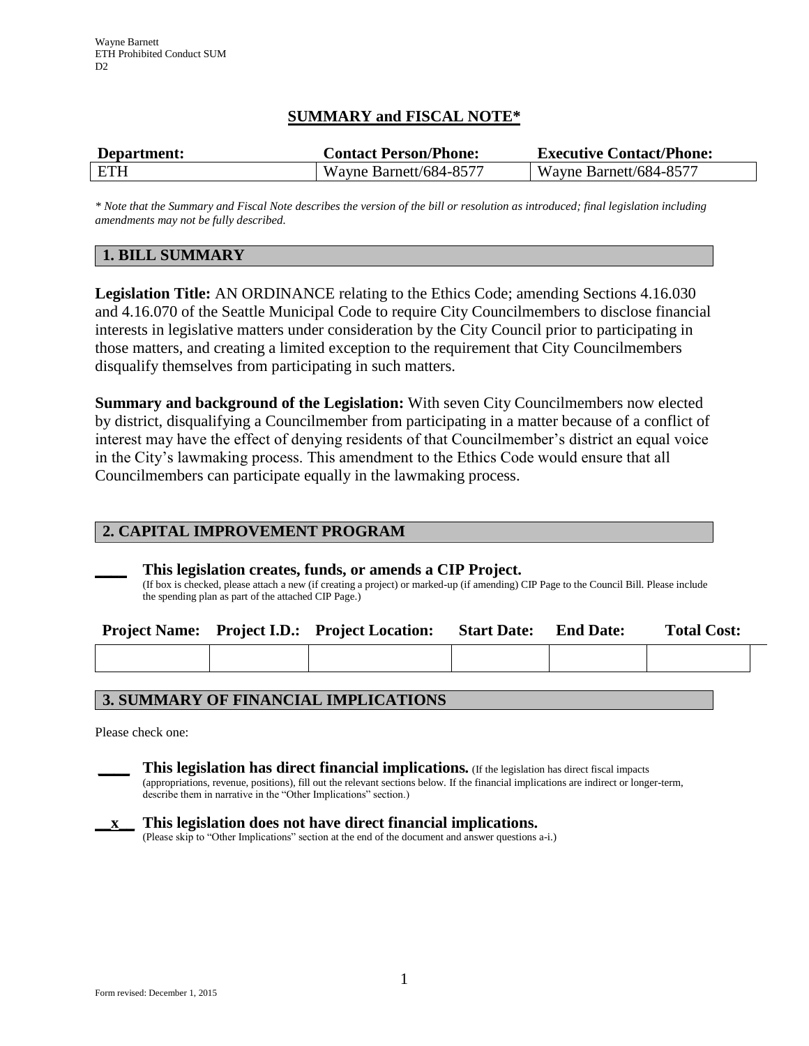Wayne Barnett
ETH Prohibited Conduct SUM
D2

# SUMMARY and FISCAL NOTE*

| Department: | Contact Person/Phone: | Executive Contact/Phone: |
|---|---|---|
| ETH | Wayne Barnett/684-8577 | Wayne Barnett/684-8577 |

*\* Note that the Summary and Fiscal Note describes the version of the bill or resolution as introduced; final legislation including amendments may not be fully described.*

## 1. BILL SUMMARY

**Legislation Title:** AN ORDINANCE relating to the Ethics Code; amending Sections 4.16.030 and 4.16.070 of the Seattle Municipal Code to require City Councilmembers to disclose financial interests in legislative matters under consideration by the City Council prior to participating in those matters, and creating a limited exception to the requirement that City Councilmembers disqualify themselves from participating in such matters.

**Summary and background of the Legislation:** With seven City Councilmembers now elected by district, disqualifying a Councilmember from participating in a matter because of a conflict of interest may have the effect of denying residents of that Councilmember's district an equal voice in the City's lawmaking process. This amendment to the Ethics Code would ensure that all Councilmembers can participate equally in the lawmaking process.

## 2. CAPITAL IMPROVEMENT PROGRAM

____ **This legislation creates, funds, or amends a CIP Project.**
(If box is checked, please attach a new (if creating a project) or marked-up (if amending) CIP Page to the Council Bill. Please include the spending plan as part of the attached CIP Page.)

| Project Name: | Project I.D.: | Project Location: | Start Date: | End Date: | Total Cost: |
|---|---|---|---|---|---|
| | | | | | |

## 3. SUMMARY OF FINANCIAL IMPLICATIONS

Please check one:

____ **This legislation has direct financial implications.** (If the legislation has direct fiscal impacts (appropriations, revenue, positions), fill out the relevant sections below. If the financial implications are indirect or longer-term, describe them in narrative in the "Other Implications" section.)

__x__ **This legislation does not have direct financial implications.**
(Please skip to "Other Implications" section at the end of the document and answer questions a-i.)

Form revised: December 1, 2015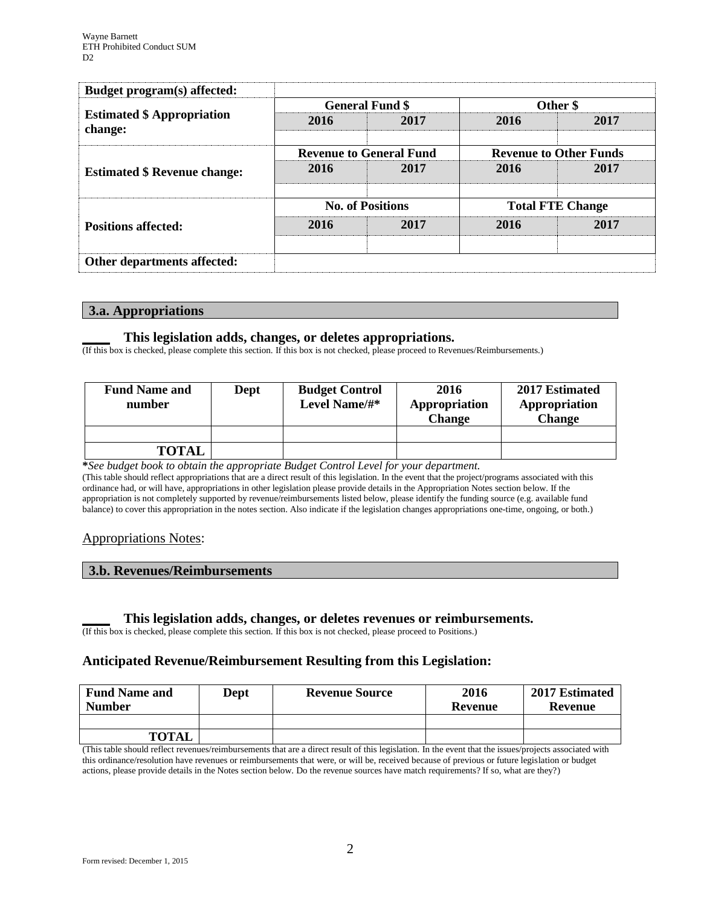| | | | | |
|---|---|---|---|---|
| **Budget program(s) affected:** | | | | |
| **Estimated $ Appropriation change:** | **General Fund $** | | **Other $** | |
| | **2016** | **2017** | **2016** | **2017** |
| | | | | |
| **Estimated $ Revenue change:** | **Revenue to General Fund** | | **Revenue to Other Funds** | |
| | **2016** | **2017** | **2016** | **2017** |
| | | | | |
| **Positions affected:** | **No. of Positions** | | **Total FTE Change** | |
| | **2016** | **2017** | **2016** | **2017** |
| | | | | |
| **Other departments affected:** | | | | |

## 3.a. Appropriations

**____ This legislation adds, changes, or deletes appropriations.**
(If this box is checked, please complete this section. If this box is not checked, please proceed to Revenues/Reimbursements.)

| Fund Name and number | Dept | Budget Control Level Name/#* | 2016 Appropriation Change | 2017 Estimated Appropriation Change |
|---|---|---|---|---|
| | | | | |
| **TOTAL** | | | | |

***See budget book to obtain the appropriate Budget Control Level for your department.***
(This table should reflect appropriations that are a direct result of this legislation. In the event that the project/programs associated with this ordinance had, or will have, appropriations in other legislation please provide details in the Appropriation Notes section below. If the appropriation is not completely supported by revenue/reimbursements listed below, please identify the funding source (e.g. available fund balance) to cover this appropriation in the notes section. Also indicate if the legislation changes appropriations one-time, ongoing, or both.)

Appropriations Notes:

## 3.b. Revenues/Reimbursements

**____ This legislation adds, changes, or deletes revenues or reimbursements.**
(If this box is checked, please complete this section. If this box is not checked, please proceed to Positions.)

### Anticipated Revenue/Reimbursement Resulting from this Legislation:

| Fund Name and Number | Dept | Revenue Source | 2016 Revenue | 2017 Estimated Revenue |
|---|---|---|---|---|
| | | | | |
| **TOTAL** | | | | |

(This table should reflect revenues/reimbursements that are a direct result of this legislation. In the event that the issues/projects associated with this ordinance/resolution have revenues or reimbursements that were, or will be, received because of previous or future legislation or budget actions, please provide details in the Notes section below. Do the revenue sources have match requirements? If so, what are they?)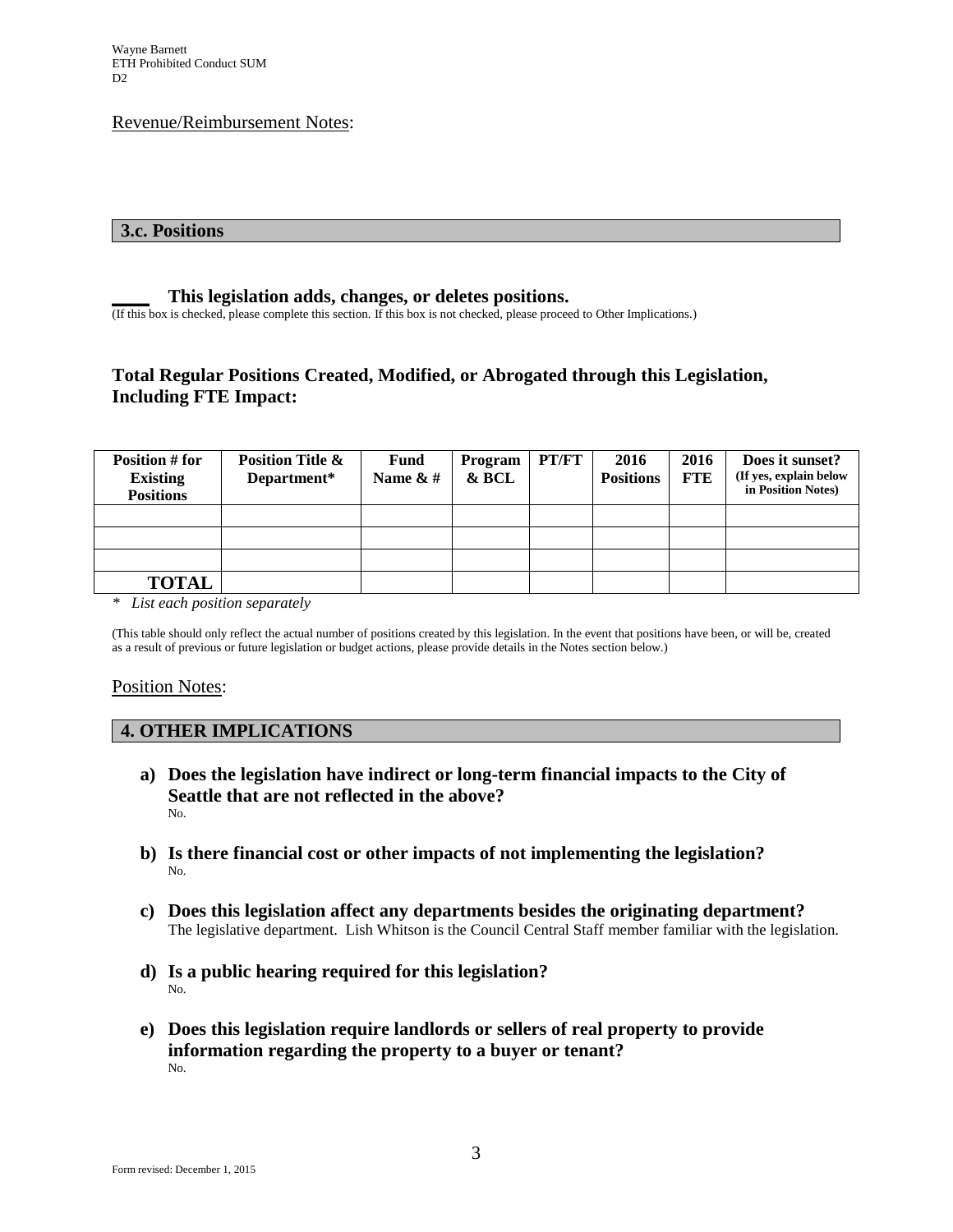Revenue/Reimbursement Notes:

## 3.c. Positions

____ **This legislation adds, changes, or deletes positions.**
(If this box is checked, please complete this section. If this box is not checked, please proceed to Other Implications.)

### Total Regular Positions Created, Modified, or Abrogated through this Legislation, Including FTE Impact:

| Position # for Existing Positions | Position Title & Department* | Fund Name & # | Program & BCL | PT/FT | 2016 Positions | 2016 FTE | Does it sunset? (If yes, explain below in Position Notes) |
|---|---|---|---|---|---|---|---|
| | | | | | | | |
| | | | | | | | |
| | | | | | | | |
| **TOTAL** | | | | | | | |

* *List each position separately*

(This table should only reflect the actual number of positions created by this legislation. In the event that positions have been, or will be, created as a result of previous or future legislation or budget actions, please provide details in the Notes section below.)

Position Notes:

## 4. OTHER IMPLICATIONS

a) **Does the legislation have indirect or long-term financial impacts to the City of Seattle that are not reflected in the above?**
No.

b) **Is there financial cost or other impacts of not implementing the legislation?**
No.

c) **Does this legislation affect any departments besides the originating department?**
The legislative department. Lish Whitson is the Council Central Staff member familiar with the legislation.

d) **Is a public hearing required for this legislation?**
No.

e) **Does this legislation require landlords or sellers of real property to provide information regarding the property to a buyer or tenant?**
No.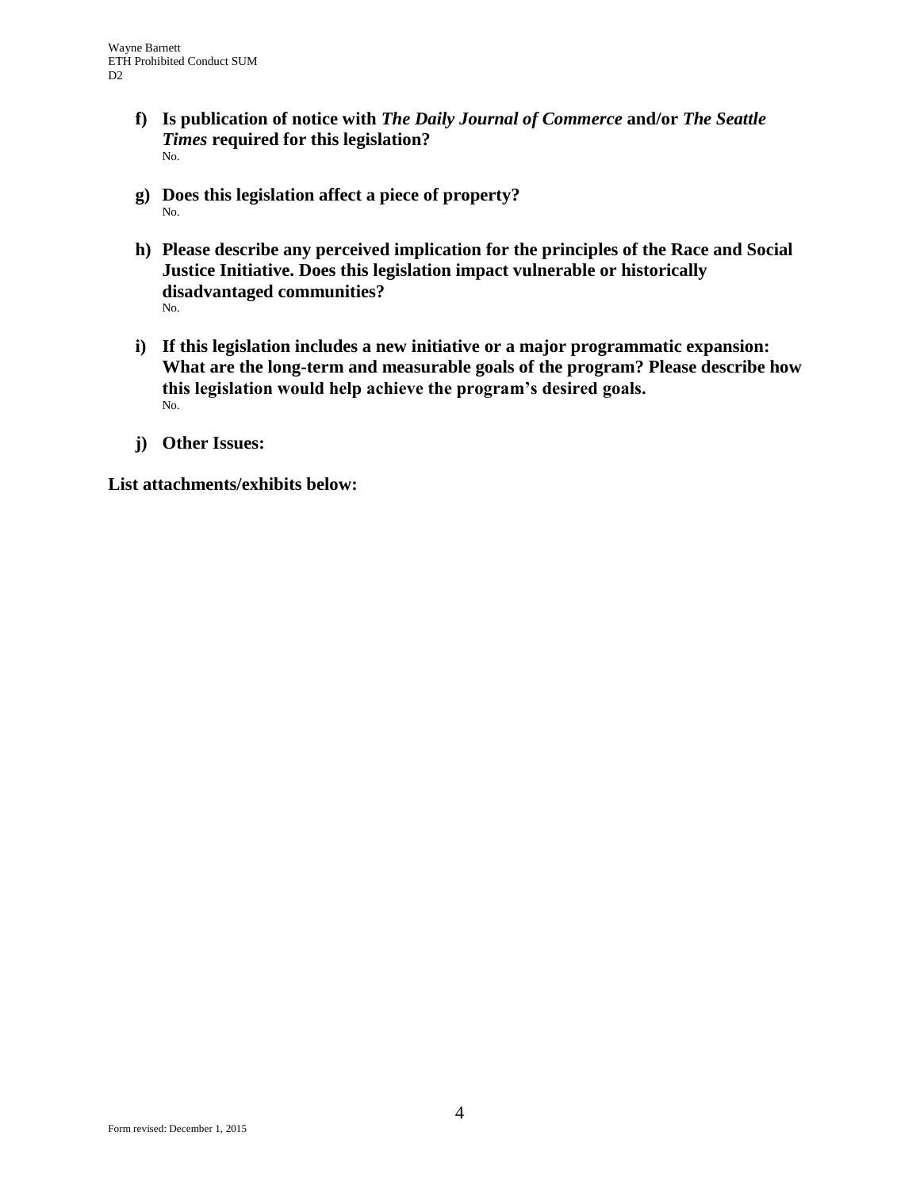**f) Is publication of notice with *The Daily Journal of Commerce* and/or *The Seattle Times* required for this legislation?**
No.

**g) Does this legislation affect a piece of property?**
No.

**h) Please describe any perceived implication for the principles of the Race and Social Justice Initiative. Does this legislation impact vulnerable or historically disadvantaged communities?**
No.

**i) If this legislation includes a new initiative or a major programmatic expansion: What are the long-term and measurable goals of the program? Please describe how this legislation would help achieve the program's desired goals.**
No.

**j) Other Issues:**

**List attachments/exhibits below:**